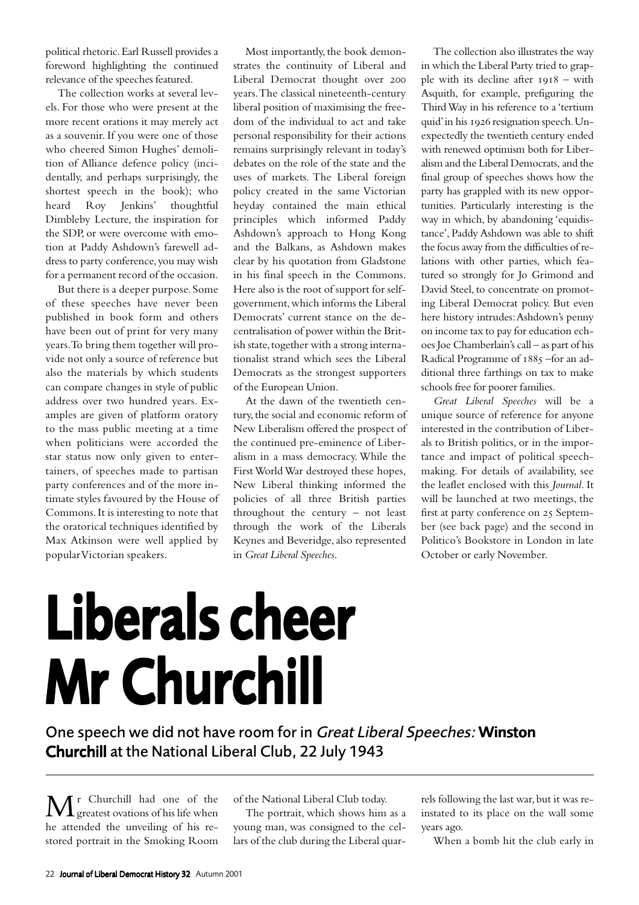political rhetoric. Earl Russell provides a foreword highlighting the continued relevance of the speeches featured.

The collection works at several levels. For those who were present at the more recent orations it may merely act as a souvenir. If you were one of those who cheered Simon Hughes' demolition of Alliance defence policy (incidentally, and perhaps surprisingly, the shortest speech in the book); who heard Roy Jenkins' thoughtful Dimbleby Lecture, the inspiration for the SDP, or were overcome with emotion at Paddy Ashdown's farewell address to party conference, you may wish for a permanent record of the occasion.

But there is a deeper purpose. Some of these speeches have never been published in book form and others have been out of print for very many years. To bring them together will provide not only a source of reference but also the materials by which students can compare changes in style of public address over two hundred years. Examples are given of platform oratory to the mass public meeting at a time when politicians were accorded the star status now only given to entertainers, of speeches made to partisan party conferences and of the more intimate styles favoured by the House of Commons. It is interesting to note that the oratorical techniques identified by Max Atkinson were well applied by popular Victorian speakers.

Most importantly, the book demonstrates the continuity of Liberal and Liberal Democrat thought over 200 years. The classical nineteenth-century liberal position of maximising the freedom of the individual to act and take personal responsibility for their actions remains surprisingly relevant in today's debates on the role of the state and the uses of markets. The Liberal foreign policy created in the same Victorian heyday contained the main ethical principles which informed Paddy Ashdown's approach to Hong Kong and the Balkans, as Ashdown makes clear by his quotation from Gladstone in his final speech in the Commons. Here also is the root of support for self-government, which informs the Liberal Democrats' current stance on the decentralisation of power within the British state, together with a strong internationalist strand which sees the Liberal Democrats as the strongest supporters of the European Union.

At the dawn of the twentieth century, the social and economic reform of New Liberalism offered the prospect of the continued pre-eminence of Liberalism in a mass democracy. While the First World War destroyed these hopes, New Liberal thinking informed the policies of all three British parties throughout the century – not least through the work of the Liberals Keynes and Beveridge, also represented in *Great Liberal Speeches*.

The collection also illustrates the way in which the Liberal Party tried to grapple with its decline after 1918 – with Asquith, for example, prefiguring the Third Way in his reference to a 'tertium quid' in his 1926 resignation speech. Unexpectedly the twentieth century ended with renewed optimism both for Liberalism and the Liberal Democrats, and the final group of speeches shows how the party has grappled with its new opportunities. Particularly interesting is the way in which, by abandoning 'equidistance', Paddy Ashdown was able to shift the focus away from the difficulties of relations with other parties, which featured so strongly for Jo Grimond and David Steel, to concentrate on promoting Liberal Democrat policy. But even here history intrudes: Ashdown's penny on income tax to pay for education echoes Joe Chamberlain's call – as part of his Radical Programme of 1885 –for an additional three farthings on tax to make schools free for poorer families.

*Great Liberal Speeches* will be a unique source of reference for anyone interested in the contribution of Liberals to British politics, or in the importance and impact of political speechmaking. For details of availability, see the leaflet enclosed with this *Journal*. It will be launched at two meetings, the first at party conference on 25 September (see back page) and the second in Politico's Bookstore in London in late October or early November.

# Liberals cheer Mr Churchill

One speech we did not have room for in *Great Liberal Speeches:* **Winston Churchill** at the National Liberal Club, 22 July 1943

Mr Churchill had one of the greatest ovations of his life when he attended the unveiling of his restored portrait in the Smoking Room of the National Liberal Club today.

The portrait, which shows him as a young man, was consigned to the cellars of the club during the Liberal quarrels following the last war, but it was reinstated to its place on the wall some years ago.

When a bomb hit the club early in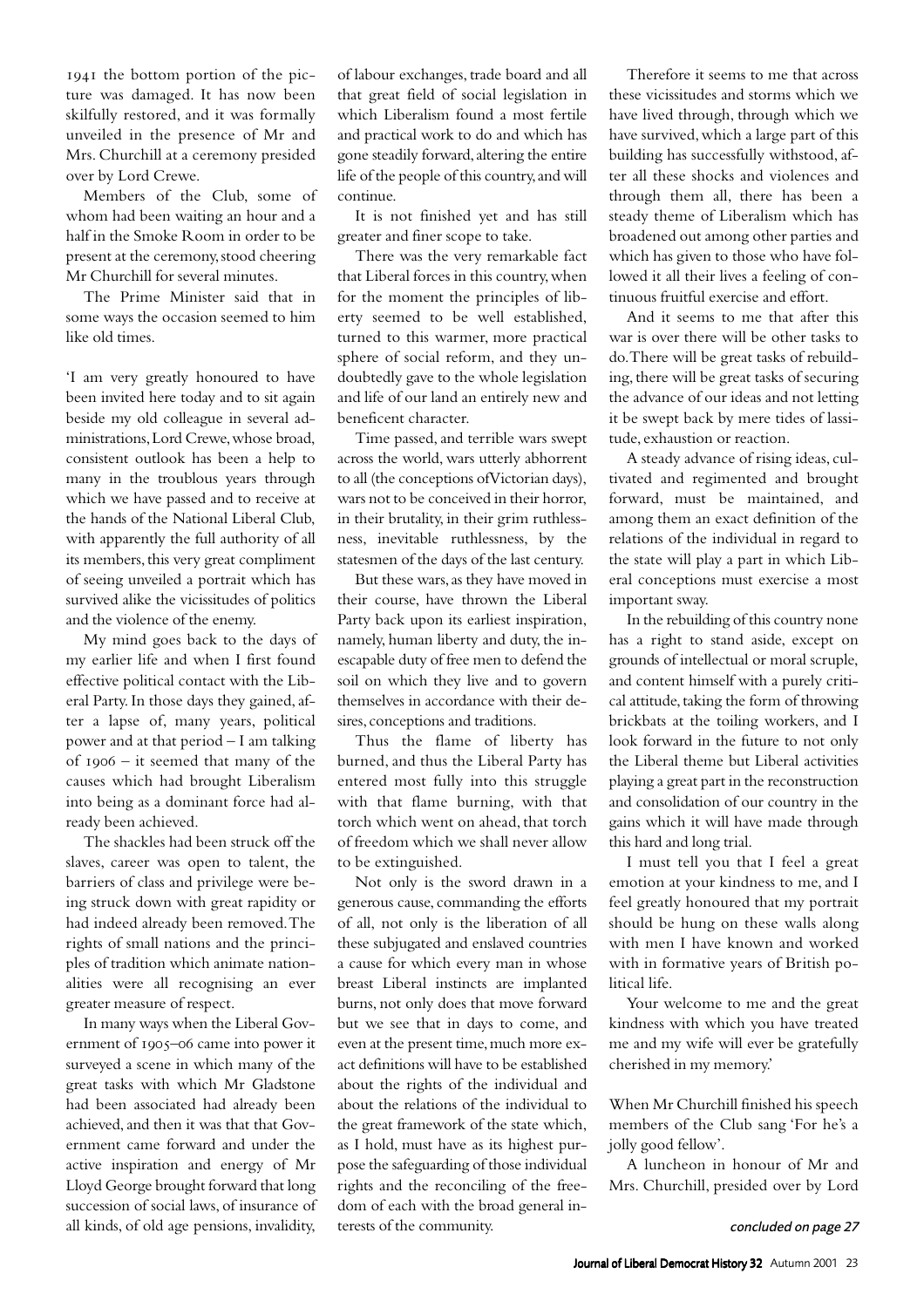1941 the bottom portion of the picture was damaged. It has now been skilfully restored, and it was formally unveiled in the presence of Mr and Mrs. Churchill at a ceremony presided over by Lord Crewe.

Members of the Club, some of whom had been waiting an hour and a half in the Smoke Room in order to be present at the ceremony, stood cheering Mr Churchill for several minutes.

The Prime Minister said that in some ways the occasion seemed to him like old times.

'I am very greatly honoured to have been invited here today and to sit again beside my old colleague in several administrations, Lord Crewe, whose broad, consistent outlook has been a help to many in the troublous years through which we have passed and to receive at the hands of the National Liberal Club, with apparently the full authority of all its members, this very great compliment of seeing unveiled a portrait which has survived alike the vicissitudes of politics and the violence of the enemy.

My mind goes back to the days of my earlier life and when I first found effective political contact with the Liberal Party. In those days they gained, after a lapse of, many years, political power and at that period – I am talking of 1906 – it seemed that many of the causes which had brought Liberalism into being as a dominant force had already been achieved.

The shackles had been struck off the slaves, career was open to talent, the barriers of class and privilege were being struck down with great rapidity or had indeed already been removed. The rights of small nations and the principles of tradition which animate nationalities were all recognising an ever greater measure of respect.

In many ways when the Liberal Government of 1905–06 came into power it surveyed a scene in which many of the great tasks with which Mr Gladstone had been associated had already been achieved, and then it was that that Government came forward and under the active inspiration and energy of Mr Lloyd George brought forward that long succession of social laws, of insurance of all kinds, of old age pensions, invalidity, of labour exchanges, trade board and all that great field of social legislation in which Liberalism found a most fertile and practical work to do and which has gone steadily forward, altering the entire life of the people of this country, and will continue.

It is not finished yet and has still greater and finer scope to take.

There was the very remarkable fact that Liberal forces in this country, when for the moment the principles of liberty seemed to be well established, turned to this warmer, more practical sphere of social reform, and they undoubtedly gave to the whole legislation and life of our land an entirely new and beneficent character.

Time passed, and terrible wars swept across the world, wars utterly abhorrent to all (the conceptions of Victorian days), wars not to be conceived in their horror, in their brutality, in their grim ruthlessness, inevitable ruthlessness, by the statesmen of the days of the last century.

But these wars, as they have moved in their course, have thrown the Liberal Party back upon its earliest inspiration, namely, human liberty and duty, the inescapable duty of free men to defend the soil on which they live and to govern themselves in accordance with their desires, conceptions and traditions.

Thus the flame of liberty has burned, and thus the Liberal Party has entered most fully into this struggle with that flame burning, with that torch which went on ahead, that torch of freedom which we shall never allow to be extinguished.

Not only is the sword drawn in a generous cause, commanding the efforts of all, not only is the liberation of all these subjugated and enslaved countries a cause for which every man in whose breast Liberal instincts are implanted burns, not only does that move forward but we see that in days to come, and even at the present time, much more exact definitions will have to be established about the rights of the individual and about the relations of the individual to the great framework of the state which, as I hold, must have as its highest purpose the safeguarding of those individual rights and the reconciling of the freedom of each with the broad general interests of the community.

Therefore it seems to me that across these vicissitudes and storms which we have lived through, through which we have survived, which a large part of this building has successfully withstood, after all these shocks and violences and through them all, there has been a steady theme of Liberalism which has broadened out among other parties and which has given to those who have followed it all their lives a feeling of continuous fruitful exercise and effort.

And it seems to me that after this war is over there will be other tasks to do. There will be great tasks of rebuilding, there will be great tasks of securing the advance of our ideas and not letting it be swept back by mere tides of lassitude, exhaustion or reaction.

A steady advance of rising ideas, cultivated and regimented and brought forward, must be maintained, and among them an exact definition of the relations of the individual in regard to the state will play a part in which Liberal conceptions must exercise a most important sway.

In the rebuilding of this country none has a right to stand aside, except on grounds of intellectual or moral scruple, and content himself with a purely critical attitude, taking the form of throwing brickbats at the toiling workers, and I look forward in the future to not only the Liberal theme but Liberal activities playing a great part in the reconstruction and consolidation of our country in the gains which it will have made through this hard and long trial.

I must tell you that I feel a great emotion at your kindness to me, and I feel greatly honoured that my portrait should be hung on these walls along with men I have known and worked with in formative years of British political life.

Your welcome to me and the great kindness with which you have treated me and my wife will ever be gratefully cherished in my memory.'

When Mr Churchill finished his speech members of the Club sang 'For he's a jolly good fellow'.

A luncheon in honour of Mr and Mrs. Churchill, presided over by Lord

*concluded on page 27*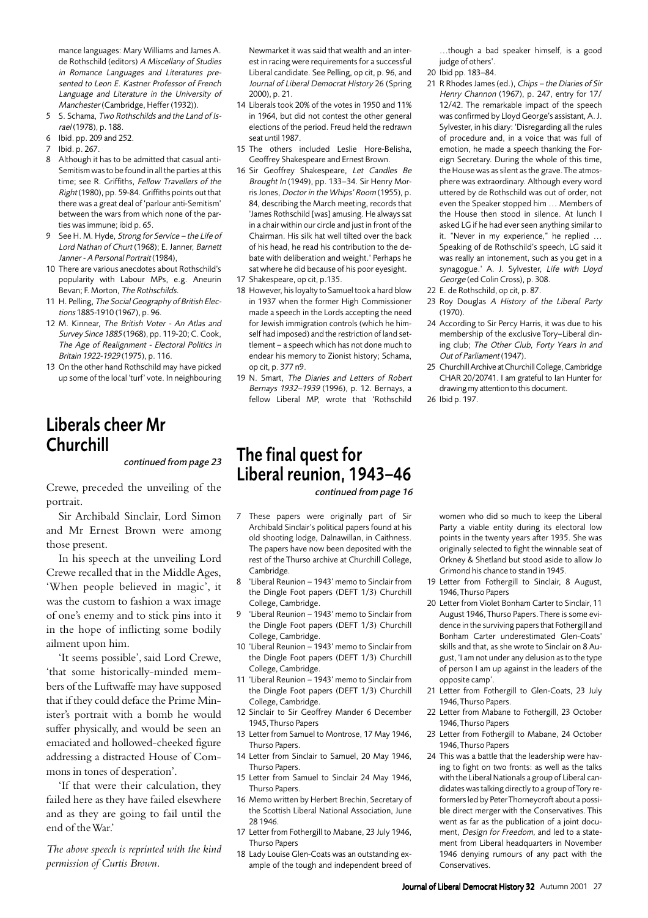mance languages: Mary Williams and James A. de Rothschild (editors) *A Miscellany of Studies in Romance Languages and Literatures presented to Leon E. Kastner Professor of French Language and Literature in the University of Manchester* (Cambridge, Heffer (1932)).

5 S. Schama, *Two Rothschilds and the Land of Israel* (1978), p. 188.

6 Ibid. pp. 209 and 252.

7 Ibid. p. 267.

8 Although it has to be admitted that casual anti-Semitism was to be found in all the parties at this time; see R. Griffiths, *Fellow Travellers of the Right* (1980), pp. 59-84. Griffiths points out that there was a great deal of 'parlour anti-Semitism' between the wars from which none of the parties was immune; ibid p. 65.

9 See H. M. Hyde, *Strong for Service – the Life of Lord Nathan of Churt* (1968); E. Janner, *Barnett Janner - A Personal Portrait* (1984),

10 There are various anecdotes about Rothschild's popularity with Labour MPs, e.g. Aneurin Bevan; F. Morton, *The Rothschilds.*

11 H. Pelling, *The Social Geography of British Elections 1885-1910* (1967), p. 96.

12 M. Kinnear, *The British Voter - An Atlas and Survey Since 1885* (1968), pp. 119-20; C. Cook, *The Age of Realignment - Electoral Politics in Britain 1922-1929* (1975), p. 116.

13 On the other hand Rothschild may have picked up some of the local 'turf' vote. In neighbouring Newmarket it was said that wealth and an interest in racing were requirements for a successful Liberal candidate. See Pelling, op cit, p. 96, and *Journal of Liberal Democrat History* 26 (Spring 2000), p. 21.

14 Liberals took 20% of the votes in 1950 and 11% in 1964, but did not contest the other general elections of the period. Freud held the redrawn seat until 1987.

15 The others included Leslie Hore-Belisha, Geoffrey Shakespeare and Ernest Brown.

16 Sir Geoffrey Shakespeare, *Let Candles Be Brought In* (1949), pp. 133–34. Sir Henry Morris Jones, *Doctor in the Whips' Room* (1955), p. 84, describing the March meeting, records that 'James Rothschild [was] amusing. He always sat in a chair within our circle and just in front of the Chairman. His silk hat well tilted over the back of his head, he read his contribution to the debate with deliberation and weight.' Perhaps he sat where he did because of his poor eyesight.

17 Shakespeare, op cit, p.135.

18 However, his loyalty to Samuel took a hard blow in 1937 when the former High Commissioner made a speech in the Lords accepting the need for Jewish immigration controls (which he himself had imposed) and the restriction of land settlement – a speech which has not done much to endear his memory to Zionist history; Schama, op cit, p. 377 n9.

19 N. Smart, *The Diaries and Letters of Robert Bernays 1932–1939* (1996), p. 12. Bernays, a fellow Liberal MP, wrote that 'Rothschild …though a bad speaker himself, is a good judge of others'.

20 Ibid pp. 183–84.

21 R Rhodes James (ed.), *Chips – the Diaries of Sir Henry Channon* (1967), p. 247, entry for 17/12/42. The remarkable impact of the speech was confirmed by Lloyd George's assistant, A. J. Sylvester, in his diary: 'Disregarding all the rules of procedure and, in a voice that was full of emotion, he made a speech thanking the Foreign Secretary. During the whole of this time, the House was as silent as the grave. The atmosphere was extraordinary. Although every word uttered by de Rothschild was out of order, not even the Speaker stopped him … Members of the House then stood in silence. At lunch I asked LG if he had ever seen anything similar to it. "Never in my experience," he replied … Speaking of de Rothschild's speech, LG said it was really an intonement, such as you get in a synagogue.' A. J. Sylvester, *Life with Lloyd George* (ed Colin Cross), p. 308.

22 E. de Rothschild, op cit, p. 87.

23 Roy Douglas *A History of the Liberal Party* (1970).

24 According to Sir Percy Harris, it was due to his membership of the exclusive Tory–Liberal dining club; *The Other Club, Forty Years In and Out of Parliament* (1947).

25 Churchill Archive at Churchill College, Cambridge CHAR 20/20741. I am grateful to Ian Hunter for drawing my attention to this document.

26 Ibid p. 197.

## Liberals cheer Mr Churchill

*continued from page 23*

Crewe, preceded the unveiling of the portrait.

Sir Archibald Sinclair, Lord Simon and Mr Ernest Brown were among those present.

In his speech at the unveiling Lord Crewe recalled that in the Middle Ages, 'When people believed in magic', it was the custom to fashion a wax image of one's enemy and to stick pins into it in the hope of inflicting some bodily ailment upon him.

'It seems possible', said Lord Crewe, 'that some historically-minded members of the Luftwaffe may have supposed that if they could deface the Prime Minister's portrait with a bomb he would suffer physically, and would be seen an emaciated and hollowed-cheeked figure addressing a distracted House of Commons in tones of desperation'.

'If that were their calculation, they failed here as they have failed elsewhere and as they are going to fail until the end of the War.'

*The above speech is reprinted with the kind permission of Curtis Brown.*

## The final quest for Liberal reunion, 1943–46

*continued from page 16*

7 These papers were originally part of Sir Archibald Sinclair's political papers found at his old shooting lodge, Dalnawillan, in Caithness. The papers have now been deposited with the rest of the Thurso archive at Churchill College, Cambridge.

8 'Liberal Reunion – 1943' memo to Sinclair from the Dingle Foot papers (DEFT 1/3) Churchill College, Cambridge.

9 'Liberal Reunion – 1943' memo to Sinclair from the Dingle Foot papers (DEFT 1/3) Churchill College, Cambridge.

10 'Liberal Reunion – 1943' memo to Sinclair from the Dingle Foot papers (DEFT 1/3) Churchill College, Cambridge.

11 'Liberal Reunion – 1943' memo to Sinclair from the Dingle Foot papers (DEFT 1/3) Churchill College, Cambridge.

12 Sinclair to Sir Geoffrey Mander 6 December 1945, Thurso Papers

13 Letter from Samuel to Montrose, 17 May 1946, Thurso Papers.

14 Letter from Sinclair to Samuel, 20 May 1946, Thurso Papers.

15 Letter from Samuel to Sinclair 24 May 1946, Thurso Papers.

16 Memo written by Herbert Brechin, Secretary of the Scottish Liberal National Association, June 28 1946.

17 Letter from Fothergill to Mabane, 23 July 1946, Thurso Papers

18 Lady Louise Glen-Coats was an outstanding example of the tough and independent breed of women who did so much to keep the Liberal Party a viable entity during its electoral low points in the twenty years after 1935. She was originally selected to fight the winnable seat of Orkney & Shetland but stood aside to allow Jo Grimond his chance to stand in 1945.

19 Letter from Fothergill to Sinclair, 8 August, 1946, Thurso Papers

20 Letter from Violet Bonham Carter to Sinclair, 11 August 1946, Thurso Papers. There is some evidence in the surviving papers that Fothergill and Bonham Carter underestimated Glen-Coats' skills and that, as she wrote to Sinclair on 8 August, 'I am not under any delusion as to the type of person I am up against in the leaders of the opposite camp'.

21 Letter from Fothergill to Glen-Coats, 23 July 1946, Thurso Papers.

22 Letter from Mabane to Fothergill, 23 October 1946, Thurso Papers

23 Letter from Fothergill to Mabane, 24 October 1946, Thurso Papers

24 This was a battle that the leadership were having to fight on two fronts: as well as the talks with the Liberal Nationals a group of Liberal candidates was talking directly to a group of Tory reformers led by Peter Thorneycroft about a possible direct merger with the Conservatives. This went as far as the publication of a joint document, *Design for Freedom*, and led to a statement from Liberal headquarters in November 1946 denying rumours of any pact with the Conservatives.